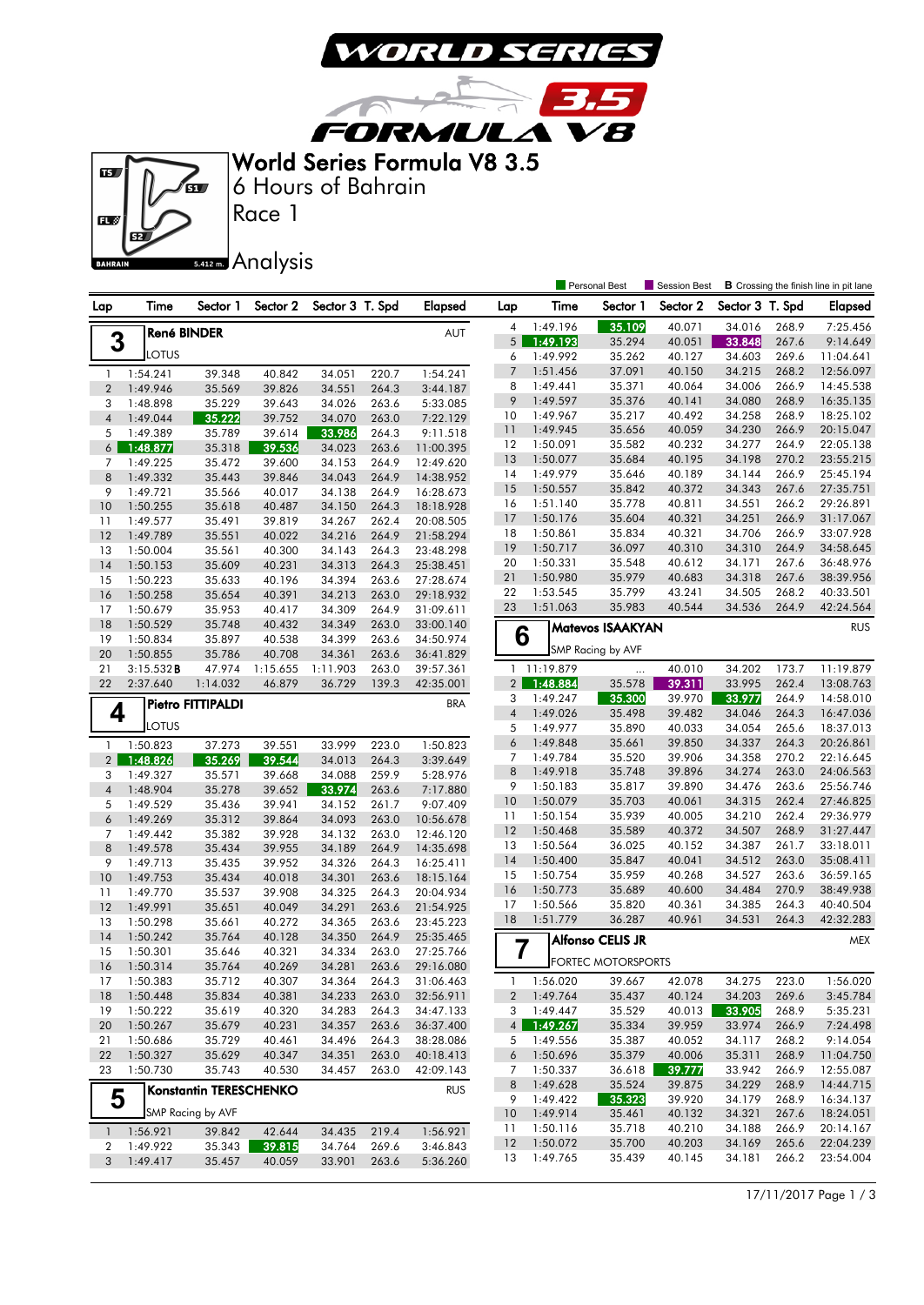# World Series Formula V8 3.5

6 Hours of Bahrain

Race 1

Analysis

Personal Best | Session Best | **B** Crossing the finish line in pit lane

## 3 René BINDER — AUT — LOTUS

| Lap | Time | Sector 1 | Sector 2 | Sector 3 | T. Spd | Elapsed |
|---|---|---|---|---|---|---|
| 1 | 1:54.241 | 39.348 | 40.842 | 34.051 | 220.7 | 1:54.241 |
| 2 | 1:49.946 | 35.569 | 39.826 | 34.551 | 264.3 | 3:44.187 |
| 3 | 1:48.898 | 35.229 | 39.643 | 34.026 | 263.6 | 5:33.085 |
| 4 | 1:49.044 | 35.222 | 39.752 | 34.070 | 263.0 | 7:22.129 |
| 5 | 1:49.389 | 35.789 | 39.614 | 33.986 | 264.3 | 9:11.518 |
| 6 | 1:48.877 | 35.318 | 39.536 | 34.023 | 263.6 | 11:00.395 |
| 7 | 1:49.225 | 35.472 | 39.600 | 34.153 | 264.9 | 12:49.620 |
| 8 | 1:49.332 | 35.443 | 39.846 | 34.043 | 264.9 | 14:38.952 |
| 9 | 1:49.721 | 35.566 | 40.017 | 34.138 | 264.9 | 16:28.673 |
| 10 | 1:50.255 | 35.618 | 40.487 | 34.150 | 264.3 | 18:18.928 |
| 11 | 1:49.577 | 35.491 | 39.819 | 34.267 | 262.4 | 20:08.505 |
| 12 | 1:49.789 | 35.551 | 40.022 | 34.216 | 264.9 | 21:58.294 |
| 13 | 1:50.004 | 35.561 | 40.300 | 34.143 | 264.3 | 23:48.298 |
| 14 | 1:50.153 | 35.609 | 40.231 | 34.313 | 264.3 | 25:38.451 |
| 15 | 1:50.223 | 35.633 | 40.196 | 34.394 | 263.6 | 27:28.674 |
| 16 | 1:50.258 | 35.654 | 40.391 | 34.213 | 263.0 | 29:18.932 |
| 17 | 1:50.679 | 35.953 | 40.417 | 34.309 | 264.9 | 31:09.611 |
| 18 | 1:50.529 | 35.748 | 40.432 | 34.349 | 263.0 | 33:00.140 |
| 19 | 1:50.834 | 35.897 | 40.538 | 34.399 | 263.6 | 34:50.974 |
| 20 | 1:50.855 | 35.786 | 40.708 | 34.361 | 263.6 | 36:41.829 |
| 21 | 3:15.532 **B** | 47.974 | 1:15.655 | 1:11.903 | 263.0 | 39:57.361 |
| 22 | 2:37.640 | 1:14.032 | 46.879 | 36.729 | 139.3 | 42:35.001 |

## 4 Pietro FITTIPALDI — BRA — LOTUS

| Lap | Time | Sector 1 | Sector 2 | Sector 3 | T. Spd | Elapsed |
|---|---|---|---|---|---|---|
| 1 | 1:50.823 | 37.273 | 39.551 | 33.999 | 223.0 | 1:50.823 |
| 2 | 1:48.826 | 35.269 | 39.544 | 34.013 | 264.3 | 3:39.649 |
| 3 | 1:49.327 | 35.571 | 39.668 | 34.088 | 259.9 | 5:28.976 |
| 4 | 1:48.904 | 35.278 | 39.652 | 33.974 | 263.6 | 7:17.880 |
| 5 | 1:49.529 | 35.436 | 39.941 | 34.152 | 261.7 | 9:07.409 |
| 6 | 1:49.269 | 35.312 | 39.864 | 34.093 | 263.0 | 10:56.678 |
| 7 | 1:49.442 | 35.382 | 39.928 | 34.132 | 263.0 | 12:46.120 |
| 8 | 1:49.578 | 35.434 | 39.955 | 34.189 | 264.9 | 14:35.698 |
| 9 | 1:49.713 | 35.435 | 39.952 | 34.326 | 264.3 | 16:25.411 |
| 10 | 1:49.753 | 35.434 | 40.018 | 34.301 | 263.6 | 18:15.164 |
| 11 | 1:49.770 | 35.537 | 39.908 | 34.325 | 264.3 | 20:04.934 |
| 12 | 1:49.991 | 35.651 | 40.049 | 34.291 | 263.6 | 21:54.925 |
| 13 | 1:50.298 | 35.661 | 40.272 | 34.365 | 263.6 | 23:45.223 |
| 14 | 1:50.242 | 35.764 | 40.128 | 34.350 | 264.9 | 25:35.465 |
| 15 | 1:50.301 | 35.646 | 40.321 | 34.334 | 263.0 | 27:25.766 |
| 16 | 1:50.314 | 35.764 | 40.269 | 34.281 | 263.6 | 29:16.080 |
| 17 | 1:50.383 | 35.712 | 40.307 | 34.364 | 264.3 | 31:06.463 |
| 18 | 1:50.448 | 35.834 | 40.381 | 34.233 | 263.0 | 32:56.911 |
| 19 | 1:50.222 | 35.619 | 40.320 | 34.283 | 264.3 | 34:47.133 |
| 20 | 1:50.267 | 35.679 | 40.231 | 34.357 | 263.6 | 36:37.400 |
| 21 | 1:50.686 | 35.729 | 40.461 | 34.496 | 263.6 | 38:28.086 |
| 22 | 1:50.327 | 35.629 | 40.347 | 34.351 | 263.0 | 40:18.413 |
| 23 | 1:50.730 | 35.743 | 40.530 | 34.457 | 263.0 | 42:09.143 |

## 5 Konstantin TERESCHENKO — RUS — SMP Racing by AVF

| Lap | Time | Sector 1 | Sector 2 | Sector 3 | T. Spd | Elapsed |
|---|---|---|---|---|---|---|
| 1 | 1:56.921 | 39.842 | 42.644 | 34.435 | 219.4 | 1:56.921 |
| 2 | 1:49.922 | 35.343 | 39.815 | 34.764 | 269.6 | 3:46.843 |
| 3 | 1:49.417 | 35.457 | 40.059 | 33.901 | 263.6 | 5:36.260 |
| 4 | 1:49.196 | 35.109 | 40.071 | 34.016 | 268.9 | 7:25.456 |
| 5 | 1:49.193 | 35.294 | 40.051 | 33.848 | 267.6 | 9:14.649 |
| 6 | 1:49.992 | 35.262 | 40.127 | 34.603 | 269.6 | 11:04.641 |
| 7 | 1:51.456 | 37.091 | 40.150 | 34.215 | 268.2 | 12:56.097 |
| 8 | 1:49.441 | 35.371 | 40.064 | 34.006 | 266.9 | 14:45.538 |
| 9 | 1:49.597 | 35.376 | 40.141 | 34.080 | 268.9 | 16:35.135 |
| 10 | 1:49.967 | 35.217 | 40.492 | 34.258 | 268.9 | 18:25.102 |
| 11 | 1:49.945 | 35.656 | 40.059 | 34.230 | 266.9 | 20:15.047 |
| 12 | 1:50.091 | 35.582 | 40.232 | 34.277 | 264.9 | 22:05.138 |
| 13 | 1:50.077 | 35.684 | 40.195 | 34.198 | 270.2 | 23:55.215 |
| 14 | 1:49.979 | 35.646 | 40.189 | 34.144 | 266.9 | 25:45.194 |
| 15 | 1:50.557 | 35.842 | 40.372 | 34.343 | 267.6 | 27:35.751 |
| 16 | 1:51.140 | 35.778 | 40.811 | 34.551 | 266.2 | 29:26.891 |
| 17 | 1:50.176 | 35.604 | 40.321 | 34.251 | 266.9 | 31:17.067 |
| 18 | 1:50.861 | 35.834 | 40.321 | 34.706 | 266.9 | 33:07.928 |
| 19 | 1:50.717 | 36.097 | 40.310 | 34.310 | 264.9 | 34:58.645 |
| 20 | 1:50.331 | 35.548 | 40.612 | 34.171 | 267.6 | 36:48.976 |
| 21 | 1:50.980 | 35.979 | 40.683 | 34.318 | 267.6 | 38:39.956 |
| 22 | 1:53.545 | 35.799 | 43.241 | 34.505 | 268.2 | 40:33.501 |
| 23 | 1:51.063 | 35.983 | 40.544 | 34.536 | 264.9 | 42:24.564 |

## 6 Matevos ISAAKYAN — RUS — SMP Racing by AVF

| Lap | Time | Sector 1 | Sector 2 | Sector 3 | T. Spd | Elapsed |
|---|---|---|---|---|---|---|
| 1 | 11:19.879 | ... | 40.010 | 34.202 | 173.7 | 11:19.879 |
| 2 | 1:48.884 | 35.578 | 39.311 | 33.995 | 262.4 | 13:08.763 |
| 3 | 1:49.247 | 35.300 | 39.970 | 33.977 | 264.9 | 14:58.010 |
| 4 | 1:49.026 | 35.498 | 39.482 | 34.046 | 264.3 | 16:47.036 |
| 5 | 1:49.977 | 35.890 | 40.033 | 34.054 | 265.6 | 18:37.013 |
| 6 | 1:49.848 | 35.661 | 39.850 | 34.337 | 264.3 | 20:26.861 |
| 7 | 1:49.784 | 35.520 | 39.906 | 34.358 | 270.2 | 22:16.645 |
| 8 | 1:49.918 | 35.748 | 39.896 | 34.274 | 263.0 | 24:06.563 |
| 9 | 1:50.183 | 35.817 | 39.890 | 34.476 | 263.6 | 25:56.746 |
| 10 | 1:50.079 | 35.703 | 40.061 | 34.315 | 262.4 | 27:46.825 |
| 11 | 1:50.154 | 35.939 | 40.005 | 34.210 | 262.4 | 29:36.979 |
| 12 | 1:50.468 | 35.589 | 40.372 | 34.507 | 268.9 | 31:27.447 |
| 13 | 1:50.564 | 36.025 | 40.152 | 34.387 | 261.7 | 33:18.011 |
| 14 | 1:50.400 | 35.847 | 40.041 | 34.512 | 263.0 | 35:08.411 |
| 15 | 1:50.754 | 35.959 | 40.268 | 34.527 | 263.6 | 36:59.165 |
| 16 | 1:50.773 | 35.689 | 40.600 | 34.484 | 270.9 | 38:49.938 |
| 17 | 1:50.566 | 35.820 | 40.361 | 34.385 | 264.3 | 40:40.504 |
| 18 | 1:51.779 | 36.287 | 40.961 | 34.531 | 264.3 | 42:32.283 |

## 7 Alfonso CELIS JR — MEX — FORTEC MOTORSPORTS

| Lap | Time | Sector 1 | Sector 2 | Sector 3 | T. Spd | Elapsed |
|---|---|---|---|---|---|---|
| 1 | 1:56.020 | 39.667 | 42.078 | 34.275 | 223.0 | 1:56.020 |
| 2 | 1:49.764 | 35.437 | 40.124 | 34.203 | 269.6 | 3:45.784 |
| 3 | 1:49.447 | 35.529 | 40.013 | 33.905 | 268.9 | 5:35.231 |
| 4 | 1:49.267 | 35.334 | 39.959 | 33.974 | 266.9 | 7:24.498 |
| 5 | 1:49.556 | 35.387 | 40.052 | 34.117 | 268.2 | 9:14.054 |
| 6 | 1:50.696 | 35.379 | 40.006 | 35.311 | 268.9 | 11:04.750 |
| 7 | 1:50.337 | 36.618 | 39.777 | 33.942 | 266.9 | 12:55.087 |
| 8 | 1:49.628 | 35.524 | 39.875 | 34.229 | 268.9 | 14:44.715 |
| 9 | 1:49.422 | 35.323 | 39.920 | 34.179 | 268.9 | 16:34.137 |
| 10 | 1:49.914 | 35.461 | 40.132 | 34.321 | 267.6 | 18:24.051 |
| 11 | 1:50.116 | 35.718 | 40.210 | 34.188 | 266.9 | 20:14.167 |
| 12 | 1:50.072 | 35.700 | 40.203 | 34.169 | 265.6 | 22:04.239 |
| 13 | 1:49.765 | 35.439 | 40.145 | 34.181 | 266.2 | 23:54.004 |

17/11/2017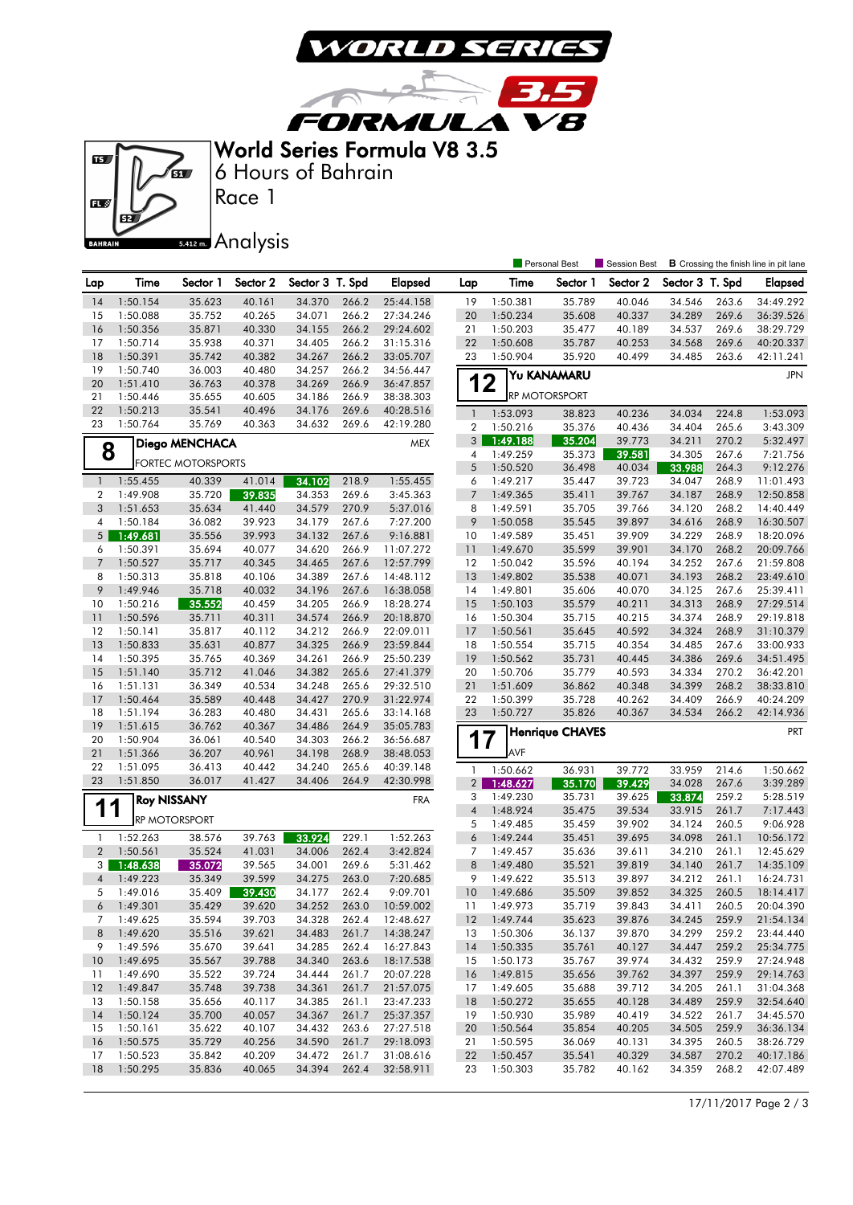# World Series Formula V8 3.5

6 Hours of Bahrain

Race 1

Analysis

Personal Best | Session Best | **B** Crossing the finish line in pit lane

| Lap | Time | Sector 1 | Sector 2 | Sector 3 | T. Spd | Elapsed |
|---|---|---|---|---|---|---|
| 14 | 1:50.154 | 35.623 | 40.161 | 34.370 | 266.2 | 25:44.158 |
| 15 | 1:50.088 | 35.752 | 40.265 | 34.071 | 266.2 | 27:34.246 |
| 16 | 1:50.356 | 35.871 | 40.330 | 34.155 | 266.2 | 29:24.602 |
| 17 | 1:50.714 | 35.938 | 40.371 | 34.405 | 266.2 | 31:15.316 |
| 18 | 1:50.391 | 35.742 | 40.382 | 34.267 | 266.2 | 33:05.707 |
| 19 | 1:50.740 | 36.003 | 40.480 | 34.257 | 266.2 | 34:56.447 |
| 20 | 1:51.410 | 36.763 | 40.378 | 34.269 | 266.9 | 36:47.857 |
| 21 | 1:50.446 | 35.655 | 40.605 | 34.186 | 266.9 | 38:38.303 |
| 22 | 1:50.213 | 35.541 | 40.496 | 34.176 | 269.6 | 40:28.516 |
| 23 | 1:50.764 | 35.769 | 40.363 | 34.632 | 269.6 | 42:19.280 |

## 8 Diego MENCHACA — MEX

FORTEC MOTORSPORTS

| Lap | Time | Sector 1 | Sector 2 | Sector 3 | T. Spd | Elapsed |
|---|---|---|---|---|---|---|
| 1 | 1:55.455 | 40.339 | 41.014 | 34.102 | 218.9 | 1:55.455 |
| 2 | 1:49.908 | 35.720 | 39.835 | 34.353 | 269.6 | 3:45.363 |
| 3 | 1:51.653 | 35.634 | 41.440 | 34.579 | 270.9 | 5:37.016 |
| 4 | 1:50.184 | 36.082 | 39.923 | 34.179 | 267.6 | 7:27.200 |
| 5 | 1:49.681 | 35.556 | 39.993 | 34.132 | 267.6 | 9:16.881 |
| 6 | 1:50.391 | 35.694 | 40.077 | 34.620 | 266.9 | 11:07.272 |
| 7 | 1:50.527 | 35.717 | 40.345 | 34.465 | 267.6 | 12:57.799 |
| 8 | 1:50.313 | 35.818 | 40.106 | 34.389 | 267.6 | 14:48.112 |
| 9 | 1:49.946 | 35.718 | 40.032 | 34.196 | 267.6 | 16:38.058 |
| 10 | 1:50.216 | 35.552 | 40.459 | 34.205 | 266.9 | 18:28.274 |
| 11 | 1:50.596 | 35.711 | 40.311 | 34.574 | 266.9 | 20:18.870 |
| 12 | 1:50.141 | 35.817 | 40.112 | 34.212 | 266.9 | 22:09.011 |
| 13 | 1:50.833 | 35.631 | 40.877 | 34.325 | 266.9 | 23:59.844 |
| 14 | 1:50.395 | 35.765 | 40.369 | 34.261 | 266.9 | 25:50.239 |
| 15 | 1:51.140 | 35.712 | 41.046 | 34.382 | 265.6 | 27:41.379 |
| 16 | 1:51.131 | 36.349 | 40.534 | 34.248 | 265.6 | 29:32.510 |
| 17 | 1:50.464 | 35.589 | 40.448 | 34.427 | 270.9 | 31:22.974 |
| 18 | 1:51.194 | 36.283 | 40.480 | 34.431 | 265.6 | 33:14.168 |
| 19 | 1:51.615 | 36.762 | 40.367 | 34.486 | 264.9 | 35:05.783 |
| 20 | 1:50.904 | 36.061 | 40.540 | 34.303 | 266.2 | 36:56.687 |
| 21 | 1:51.366 | 36.207 | 40.961 | 34.198 | 268.9 | 38:48.053 |
| 22 | 1:51.095 | 36.413 | 40.442 | 34.240 | 265.6 | 40:39.148 |
| 23 | 1:51.850 | 36.017 | 41.427 | 34.406 | 264.9 | 42:30.998 |

## 11 Roy NISSANY — FRA

RP MOTORSPORT

| Lap | Time | Sector 1 | Sector 2 | Sector 3 | T. Spd | Elapsed |
|---|---|---|---|---|---|---|
| 1 | 1:52.263 | 38.576 | 39.763 | 33.924 | 229.1 | 1:52.263 |
| 2 | 1:50.561 | 35.524 | 41.031 | 34.006 | 262.4 | 3:42.824 |
| 3 | 1:48.638 | 35.072 | 39.565 | 34.001 | 269.6 | 5:31.462 |
| 4 | 1:49.223 | 35.349 | 39.599 | 34.275 | 263.0 | 7:20.685 |
| 5 | 1:49.016 | 35.409 | 39.430 | 34.177 | 262.4 | 9:09.701 |
| 6 | 1:49.301 | 35.429 | 39.620 | 34.252 | 263.0 | 10:59.002 |
| 7 | 1:49.625 | 35.594 | 39.703 | 34.328 | 262.4 | 12:48.627 |
| 8 | 1:49.620 | 35.516 | 39.621 | 34.483 | 261.7 | 14:38.247 |
| 9 | 1:49.596 | 35.670 | 39.641 | 34.285 | 262.4 | 16:27.843 |
| 10 | 1:49.695 | 35.567 | 39.788 | 34.340 | 263.6 | 18:17.538 |
| 11 | 1:49.690 | 35.522 | 39.724 | 34.444 | 261.7 | 20:07.228 |
| 12 | 1:49.847 | 35.748 | 39.738 | 34.361 | 261.7 | 21:57.075 |
| 13 | 1:50.158 | 35.656 | 40.117 | 34.385 | 261.1 | 23:47.233 |
| 14 | 1:50.124 | 35.700 | 40.057 | 34.367 | 261.7 | 25:37.357 |
| 15 | 1:50.161 | 35.622 | 40.107 | 34.432 | 263.6 | 27:27.518 |
| 16 | 1:50.575 | 35.729 | 40.256 | 34.590 | 261.7 | 29:18.093 |
| 17 | 1:50.523 | 35.842 | 40.209 | 34.472 | 261.7 | 31:08.616 |
| 18 | 1:50.295 | 35.836 | 40.065 | 34.394 | 262.4 | 32:58.911 |
| 19 | 1:50.381 | 35.789 | 40.046 | 34.546 | 263.6 | 34:49.292 |
| 20 | 1:50.234 | 35.608 | 40.337 | 34.289 | 269.6 | 36:39.526 |
| 21 | 1:50.203 | 35.477 | 40.189 | 34.537 | 269.6 | 38:29.729 |
| 22 | 1:50.608 | 35.787 | 40.253 | 34.568 | 269.6 | 40:20.337 |
| 23 | 1:50.904 | 35.920 | 40.499 | 34.485 | 263.6 | 42:11.241 |

## 12 Yu KANAMARU — JPN

RP MOTORSPORT

| Lap | Time | Sector 1 | Sector 2 | Sector 3 | T. Spd | Elapsed |
|---|---|---|---|---|---|---|
| 1 | 1:53.093 | 38.823 | 40.236 | 34.034 | 224.8 | 1:53.093 |
| 2 | 1:50.216 | 35.376 | 40.436 | 34.404 | 265.6 | 3:43.309 |
| 3 | 1:49.188 | 35.204 | 39.773 | 34.211 | 270.2 | 5:32.497 |
| 4 | 1:49.259 | 35.373 | 39.581 | 34.305 | 267.6 | 7:21.756 |
| 5 | 1:50.520 | 36.498 | 40.034 | 33.988 | 264.3 | 9:12.276 |
| 6 | 1:49.217 | 35.447 | 39.723 | 34.047 | 268.9 | 11:01.493 |
| 7 | 1:49.365 | 35.411 | 39.767 | 34.187 | 268.9 | 12:50.858 |
| 8 | 1:49.591 | 35.705 | 39.766 | 34.120 | 268.2 | 14:40.449 |
| 9 | 1:50.058 | 35.545 | 39.897 | 34.616 | 268.9 | 16:30.507 |
| 10 | 1:49.589 | 35.451 | 39.909 | 34.229 | 268.9 | 18:20.096 |
| 11 | 1:49.670 | 35.599 | 39.901 | 34.170 | 268.2 | 20:09.766 |
| 12 | 1:50.042 | 35.596 | 40.194 | 34.252 | 267.6 | 21:59.808 |
| 13 | 1:49.802 | 35.538 | 40.071 | 34.193 | 268.2 | 23:49.610 |
| 14 | 1:49.801 | 35.606 | 40.070 | 34.125 | 267.6 | 25:39.411 |
| 15 | 1:50.103 | 35.579 | 40.211 | 34.313 | 268.9 | 27:29.514 |
| 16 | 1:50.304 | 35.715 | 40.215 | 34.374 | 268.9 | 29:19.818 |
| 17 | 1:50.561 | 35.645 | 40.592 | 34.324 | 268.9 | 31:10.379 |
| 18 | 1:50.554 | 35.715 | 40.354 | 34.485 | 267.6 | 33:00.933 |
| 19 | 1:50.562 | 35.731 | 40.445 | 34.386 | 269.6 | 34:51.495 |
| 20 | 1:50.706 | 35.779 | 40.593 | 34.334 | 270.2 | 36:42.201 |
| 21 | 1:51.609 | 36.862 | 40.348 | 34.399 | 268.2 | 38:33.810 |
| 22 | 1:50.399 | 35.728 | 40.262 | 34.409 | 266.9 | 40:24.209 |
| 23 | 1:50.727 | 35.826 | 40.367 | 34.534 | 266.2 | 42:14.936 |

## 17 Henrique CHAVES — PRT

AVF

| Lap | Time | Sector 1 | Sector 2 | Sector 3 | T. Spd | Elapsed |
|---|---|---|---|---|---|---|
| 1 | 1:50.662 | 36.931 | 39.772 | 33.959 | 214.6 | 1:50.662 |
| 2 | 1:48.627 | 35.170 | 39.429 | 34.028 | 267.6 | 3:39.289 |
| 3 | 1:49.230 | 35.731 | 39.625 | 33.874 | 259.2 | 5:28.519 |
| 4 | 1:48.924 | 35.475 | 39.534 | 33.915 | 261.7 | 7:17.443 |
| 5 | 1:49.485 | 35.459 | 39.902 | 34.124 | 260.5 | 9:06.928 |
| 6 | 1:49.244 | 35.451 | 39.695 | 34.098 | 261.1 | 10:56.172 |
| 7 | 1:49.457 | 35.636 | 39.611 | 34.210 | 261.1 | 12:45.629 |
| 8 | 1:49.480 | 35.521 | 39.819 | 34.140 | 261.7 | 14:35.109 |
| 9 | 1:49.622 | 35.513 | 39.897 | 34.212 | 261.1 | 16:24.731 |
| 10 | 1:49.686 | 35.509 | 39.852 | 34.325 | 260.5 | 18:14.417 |
| 11 | 1:49.973 | 35.719 | 39.843 | 34.411 | 260.5 | 20:04.390 |
| 12 | 1:49.744 | 35.623 | 39.876 | 34.245 | 259.9 | 21:54.134 |
| 13 | 1:50.306 | 36.137 | 39.870 | 34.299 | 259.2 | 23:44.440 |
| 14 | 1:50.335 | 35.761 | 40.127 | 34.447 | 259.2 | 25:34.775 |
| 15 | 1:50.173 | 35.767 | 39.974 | 34.432 | 259.9 | 27:24.948 |
| 16 | 1:49.815 | 35.656 | 39.762 | 34.397 | 259.9 | 29:14.763 |
| 17 | 1:49.605 | 35.688 | 39.712 | 34.205 | 261.1 | 31:04.368 |
| 18 | 1:50.272 | 35.655 | 40.128 | 34.489 | 259.9 | 32:54.640 |
| 19 | 1:50.930 | 35.989 | 40.419 | 34.522 | 261.7 | 34:45.570 |
| 20 | 1:50.564 | 35.854 | 40.205 | 34.505 | 259.9 | 36:36.134 |
| 21 | 1:50.595 | 36.069 | 40.131 | 34.395 | 260.5 | 38:26.729 |
| 22 | 1:50.457 | 35.541 | 40.329 | 34.587 | 270.2 | 40:17.186 |
| 23 | 1:50.303 | 35.782 | 40.162 | 34.359 | 268.2 | 42:07.489 |

17/11/2017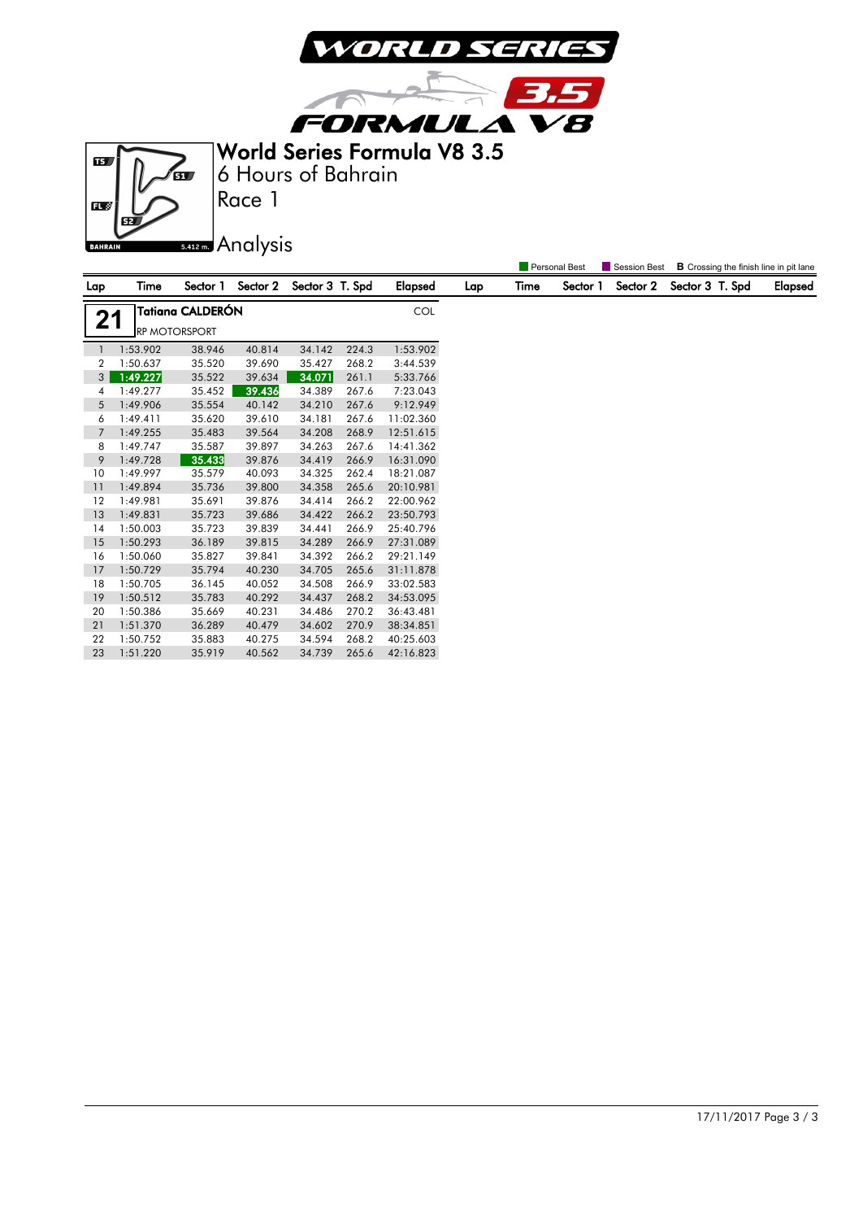# World Series Formula V8 3.5

6 Hours of Bahrain

Race 1

Analysis

Personal Best | Session Best | **B** Crossing the finish line in pit lane

**21** Tatiana CALDERÓN — COL

RP MOTORSPORT

| Lap | Time | Sector 1 | Sector 2 | Sector 3 | T. Spd | Elapsed |
|---|---|---|---|---|---|---|
| 1 | 1:53.902 | 38.946 | 40.814 | 34.142 | 224.3 | 1:53.902 |
| 2 | 1:50.637 | 35.520 | 39.690 | 35.427 | 268.2 | 3:44.539 |
| 3 | 1:49.227 | 35.522 | 39.634 | 34.071 | 261.1 | 5:33.766 |
| 4 | 1:49.277 | 35.452 | 39.436 | 34.389 | 267.6 | 7:23.043 |
| 5 | 1:49.906 | 35.554 | 40.142 | 34.210 | 267.6 | 9:12.949 |
| 6 | 1:49.411 | 35.620 | 39.610 | 34.181 | 267.6 | 11:02.360 |
| 7 | 1:49.255 | 35.483 | 39.564 | 34.208 | 268.9 | 12:51.615 |
| 8 | 1:49.747 | 35.587 | 39.897 | 34.263 | 267.6 | 14:41.362 |
| 9 | 1:49.728 | 35.433 | 39.876 | 34.419 | 266.9 | 16:31.090 |
| 10 | 1:49.997 | 35.579 | 40.093 | 34.325 | 262.4 | 18:21.087 |
| 11 | 1:49.894 | 35.736 | 39.800 | 34.358 | 265.6 | 20:10.981 |
| 12 | 1:49.981 | 35.691 | 39.876 | 34.414 | 266.2 | 22:00.962 |
| 13 | 1:49.831 | 35.723 | 39.686 | 34.422 | 266.2 | 23:50.793 |
| 14 | 1:50.003 | 35.723 | 39.839 | 34.441 | 266.9 | 25:40.796 |
| 15 | 1:50.293 | 36.189 | 39.815 | 34.289 | 266.9 | 27:31.089 |
| 16 | 1:50.060 | 35.827 | 39.841 | 34.392 | 266.2 | 29:21.149 |
| 17 | 1:50.729 | 35.794 | 40.230 | 34.705 | 265.6 | 31:11.878 |
| 18 | 1:50.705 | 36.145 | 40.052 | 34.508 | 266.9 | 33:02.583 |
| 19 | 1:50.512 | 35.783 | 40.292 | 34.437 | 268.2 | 34:53.095 |
| 20 | 1:50.386 | 35.669 | 40.231 | 34.486 | 270.2 | 36:43.481 |
| 21 | 1:51.370 | 36.289 | 40.479 | 34.602 | 270.9 | 38:34.851 |
| 22 | 1:50.752 | 35.883 | 40.275 | 34.594 | 268.2 | 40:25.603 |
| 23 | 1:51.220 | 35.919 | 40.562 | 34.739 | 265.6 | 42:16.823 |

17/11/2017